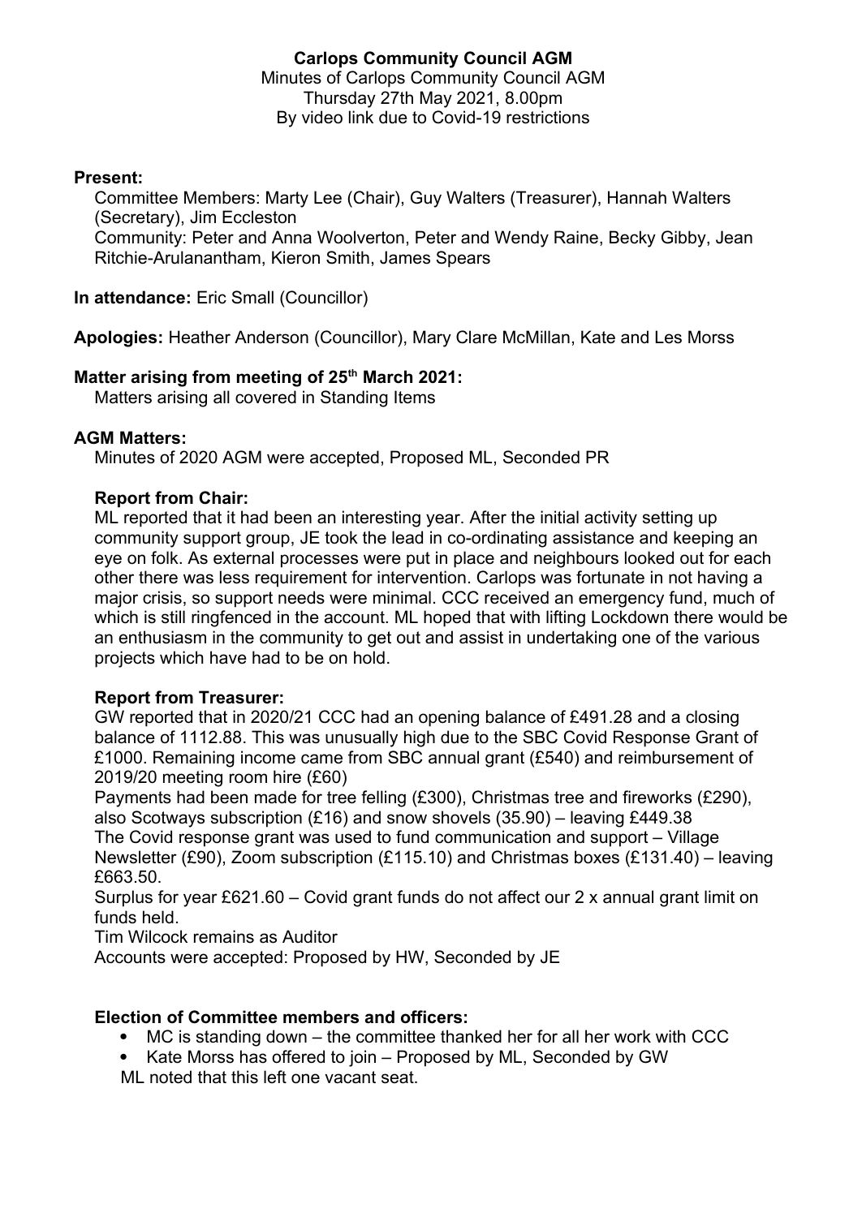# Carlops Community Council AGM

Minutes of Carlops Community Council AGM
Thursday 27th May 2021, 8.00pm
By video link due to Covid-19 restrictions

**Present:**

Committee Members: Marty Lee (Chair), Guy Walters (Treasurer), Hannah Walters (Secretary), Jim Eccleston
Community: Peter and Anna Woolverton, Peter and Wendy Raine, Becky Gibby, Jean Ritchie-Arulanantham, Kieron Smith, James Spears

**In attendance:** Eric Small (Councillor)

**Apologies:** Heather Anderson (Councillor), Mary Clare McMillan, Kate and Les Morss

**Matter arising from meeting of 25th March 2021:**

Matters arising all covered in Standing Items

**AGM Matters:**

Minutes of 2020 AGM were accepted, Proposed ML, Seconded PR

**Report from Chair:**

ML reported that it had been an interesting year. After the initial activity setting up community support group, JE took the lead in co-ordinating assistance and keeping an eye on folk. As external processes were put in place and neighbours looked out for each other there was less requirement for intervention. Carlops was fortunate in not having a major crisis, so support needs were minimal. CCC received an emergency fund, much of which is still ringfenced in the account. ML hoped that with lifting Lockdown there would be an enthusiasm in the community to get out and assist in undertaking one of the various projects which have had to be on hold.

**Report from Treasurer:**

GW reported that in 2020/21 CCC had an opening balance of £491.28 and a closing balance of 1112.88. This was unusually high due to the SBC Covid Response Grant of £1000. Remaining income came from SBC annual grant (£540) and reimbursement of 2019/20 meeting room hire (£60)
Payments had been made for tree felling (£300), Christmas tree and fireworks (£290), also Scotways subscription (£16) and snow shovels (35.90) – leaving £449.38
The Covid response grant was used to fund communication and support – Village Newsletter (£90), Zoom subscription (£115.10) and Christmas boxes (£131.40) – leaving £663.50.
Surplus for year £621.60 – Covid grant funds do not affect our 2 x annual grant limit on funds held.
Tim Wilcock remains as Auditor
Accounts were accepted: Proposed by HW, Seconded by JE

**Election of Committee members and officers:**

- MC is standing down – the committee thanked her for all her work with CCC
- Kate Morss has offered to join – Proposed by ML, Seconded by GW

ML noted that this left one vacant seat.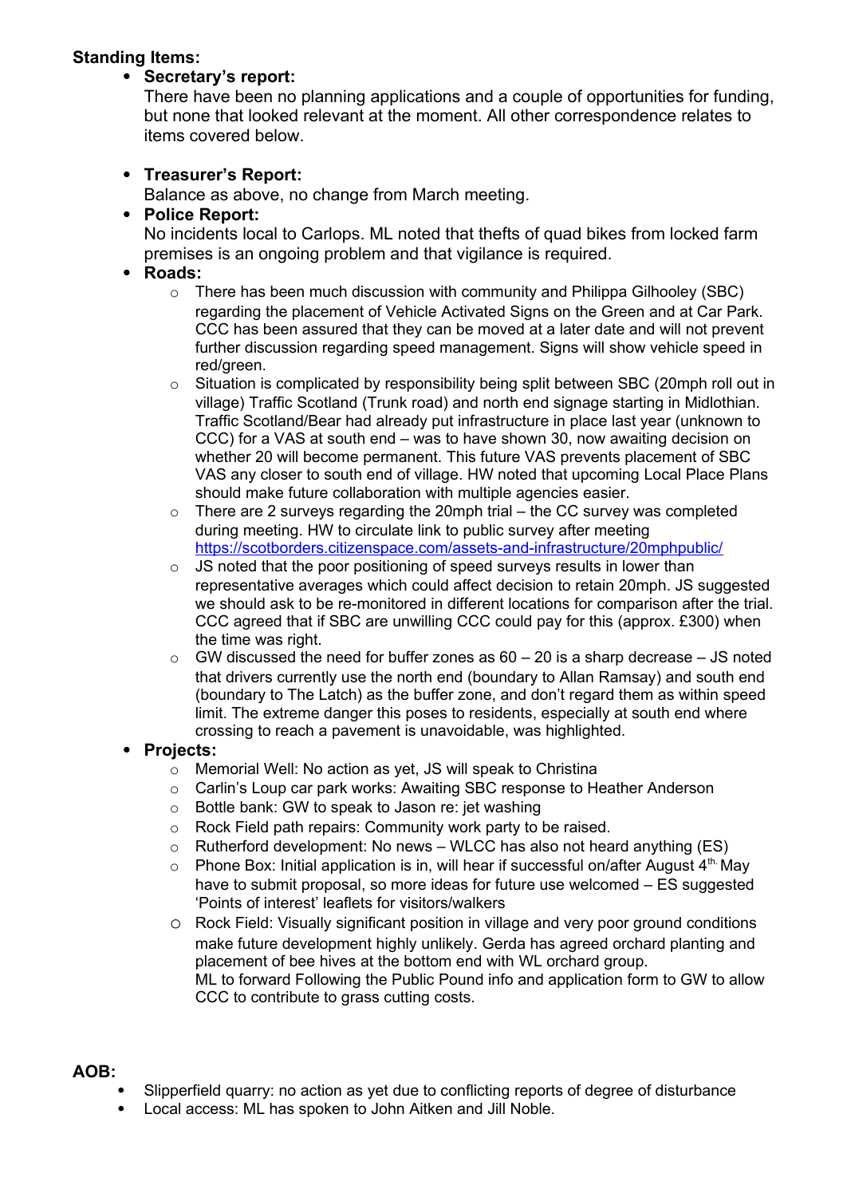**Standing Items:**

- **Secretary's report:**
  There have been no planning applications and a couple of opportunities for funding, but none that looked relevant at the moment. All other correspondence relates to items covered below.

- **Treasurer's Report:**
  Balance as above, no change from March meeting.
- **Police Report:**
  No incidents local to Carlops. ML noted that thefts of quad bikes from locked farm premises is an ongoing problem and that vigilance is required.
- **Roads:**
  - There has been much discussion with community and Philippa Gilhooley (SBC) regarding the placement of Vehicle Activated Signs on the Green and at Car Park. CCC has been assured that they can be moved at a later date and will not prevent further discussion regarding speed management. Signs will show vehicle speed in red/green.
  - Situation is complicated by responsibility being split between SBC (20mph roll out in village) Traffic Scotland (Trunk road) and north end signage starting in Midlothian. Traffic Scotland/Bear had already put infrastructure in place last year (unknown to CCC) for a VAS at south end – was to have shown 30, now awaiting decision on whether 20 will become permanent. This future VAS prevents placement of SBC VAS any closer to south end of village. HW noted that upcoming Local Place Plans should make future collaboration with multiple agencies easier.
  - There are 2 surveys regarding the 20mph trial – the CC survey was completed during meeting. HW to circulate link to public survey after meeting https://scotborders.citizenspace.com/assets-and-infrastructure/20mphpublic/
  - JS noted that the poor positioning of speed surveys results in lower than representative averages which could affect decision to retain 20mph. JS suggested we should ask to be re-monitored in different locations for comparison after the trial. CCC agreed that if SBC are unwilling CCC could pay for this (approx. £300) when the time was right.
  - GW discussed the need for buffer zones as 60 – 20 is a sharp decrease – JS noted that drivers currently use the north end (boundary to Allan Ramsay) and south end (boundary to The Latch) as the buffer zone, and don't regard them as within speed limit. The extreme danger this poses to residents, especially at south end where crossing to reach a pavement is unavoidable, was highlighted.
- **Projects:**
  - Memorial Well: No action as yet, JS will speak to Christina
  - Carlin's Loup car park works: Awaiting SBC response to Heather Anderson
  - Bottle bank: GW to speak to Jason re: jet washing
  - Rock Field path repairs: Community work party to be raised.
  - Rutherford development: No news – WLCC has also not heard anything (ES)
  - Phone Box: Initial application is in, will hear if successful on/after August 4th. May have to submit proposal, so more ideas for future use welcomed – ES suggested 'Points of interest' leaflets for visitors/walkers
  - Rock Field: Visually significant position in village and very poor ground conditions make future development highly unlikely. Gerda has agreed orchard planting and placement of bee hives at the bottom end with WL orchard group.
    ML to forward Following the Public Pound info and application form to GW to allow CCC to contribute to grass cutting costs.

**AOB:**

- Slipperfield quarry: no action as yet due to conflicting reports of degree of disturbance
- Local access: ML has spoken to John Aitken and Jill Noble.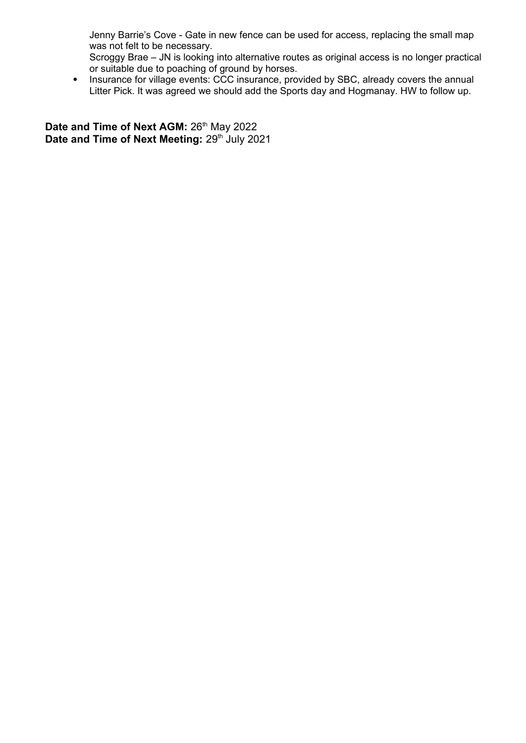Jenny Barrie's Cove - Gate in new fence can be used for access, replacing the small map was not felt to be necessary.
Scroggy Brae – JN is looking into alternative routes as original access is no longer practical or suitable due to poaching of ground by horses.

- Insurance for village events: CCC insurance, provided by SBC, already covers the annual Litter Pick. It was agreed we should add the Sports day and Hogmanay. HW to follow up.

**Date and Time of Next AGM:** 26th May 2022
**Date and Time of Next Meeting:** 29th July 2021